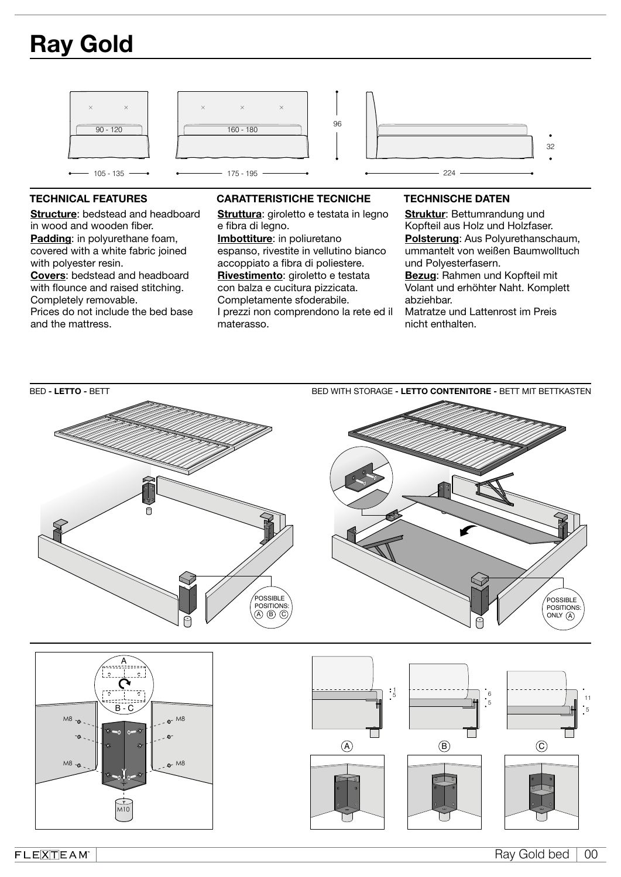# Ray Gold

## TECHNICAL FEATURES

**Structure**: bedstead and headboard in wood and wooden fiber.
**Padding**: in polyurethane foam, covered with a white fabric joined with polyester resin.
**Covers**: bedstead and headboard with flounce and raised stitching. Completely removable.
Prices do not include the bed base and the mattress.

## CARATTERISTICHE TECNICHE

**Struttura**: giroletto e testata in legno e fibra di legno.
**Imbottiture**: in poliuretano espanso, rivestite in vellutino bianco accoppiato a fibra di poliestere.
**Rivestimento**: giroletto e testata con balza e cucitura pizzicata. Completamente sfoderabile.
I prezzi non comprendono la rete ed il materasso.

## TECHNISCHE DATEN

**Struktur**: Bettumrandung und Kopfteil aus Holz und Holzfaser.
**Polsterung**: Aus Polyurethanschaum, ummantelt von weißen Baumwolltuch und Polyesterfasern.
**Bezug**: Rahmen und Kopfteil mit Volant und erhöhter Naht. Komplett abziehbar.
Matratze und Lattenrost im Preis nicht enthalten.

BED - **LETTO** - BETT

BED WITH STORAGE - **LETTO CONTENITORE** - BETT MIT BETTKASTEN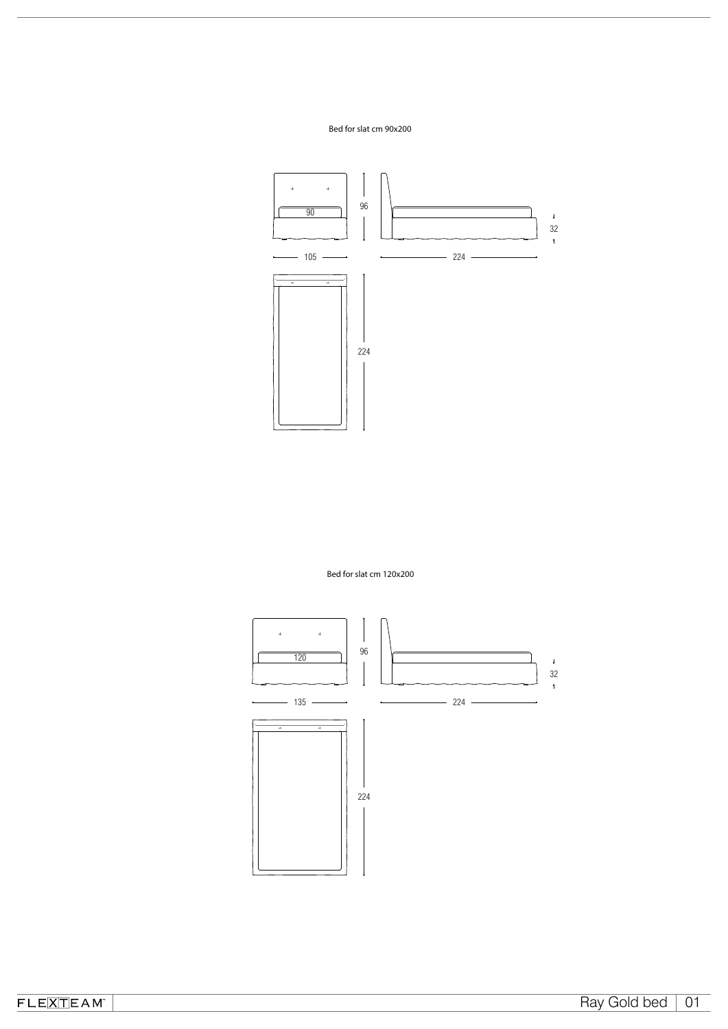Bed for slat cm 90x200

90

96

32

105

224

224

Bed for slat cm 120x200

120

96

32

135

224

224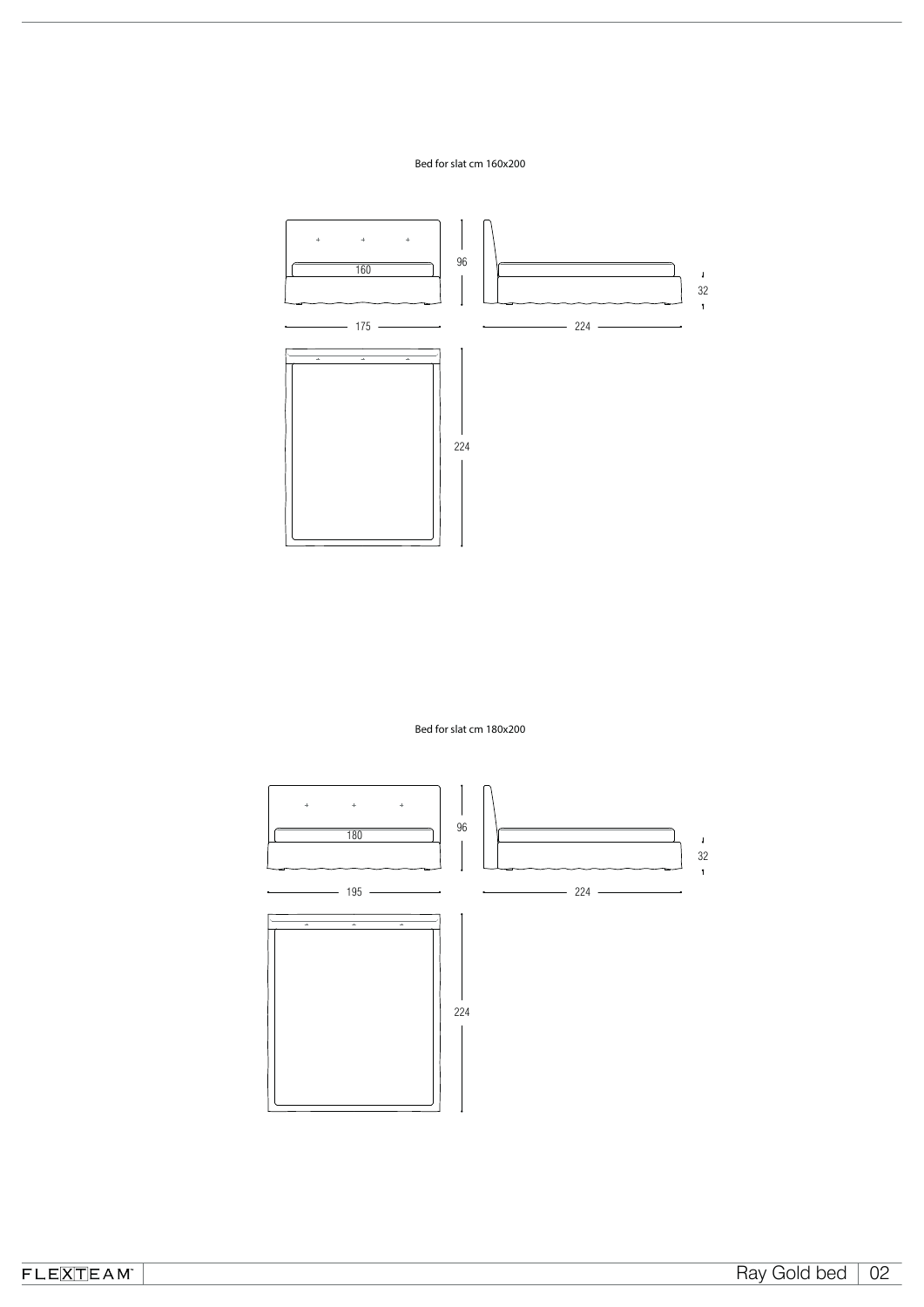Bed for slat cm 160x200

160

96

32

175

224

224

Bed for slat cm 180x200

180

96

32

195

224

224